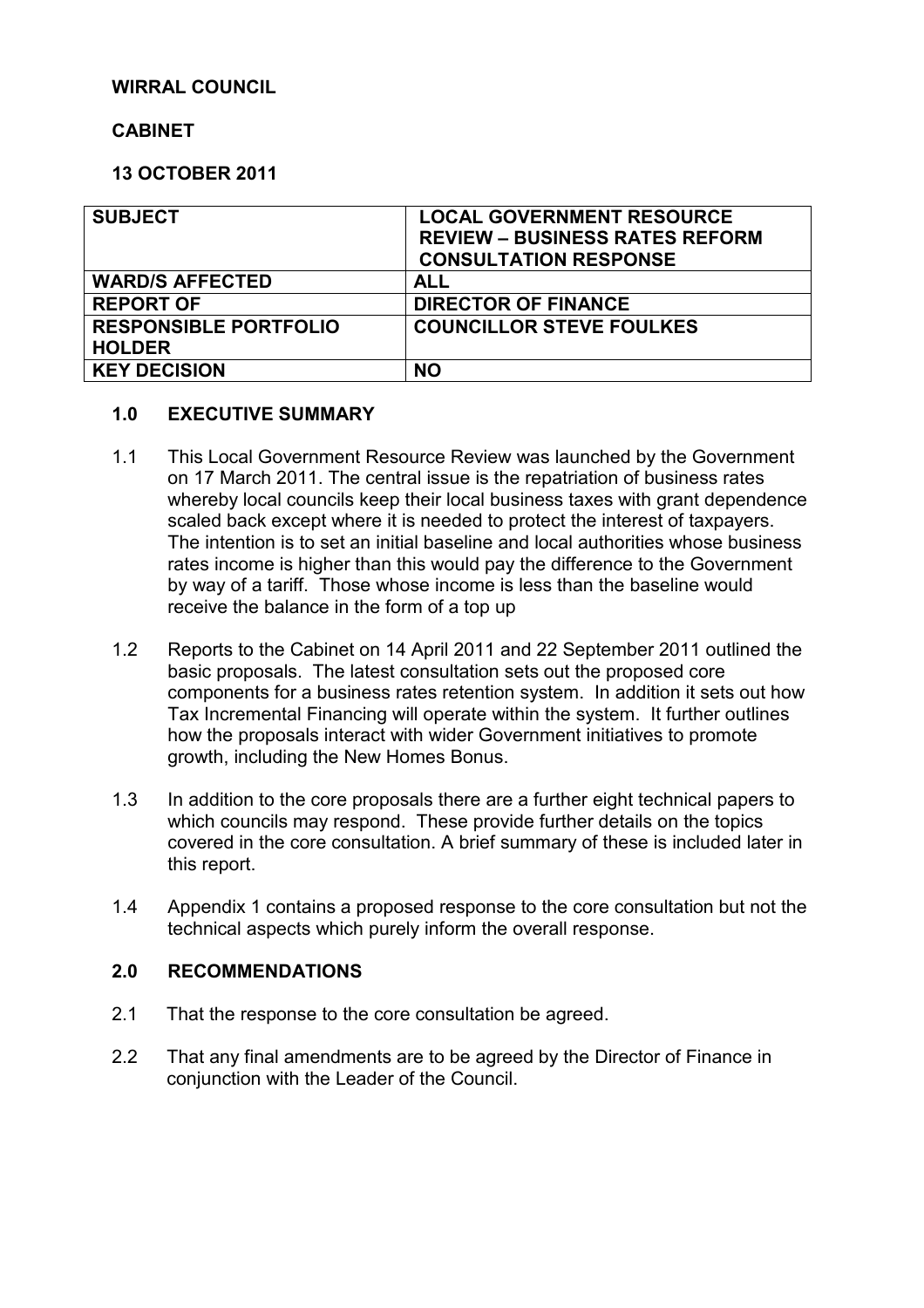**WIRRAL COUNCIL**

**CABINET**

**13 OCTOBER 2011**

| **SUBJECT** | **LOCAL GOVERNMENT RESOURCE REVIEW – BUSINESS RATES REFORM CONSULTATION RESPONSE** |
|---|---|
| **WARD/S AFFECTED** | **ALL** |
| **REPORT OF** | **DIRECTOR OF FINANCE** |
| **RESPONSIBLE PORTFOLIO HOLDER** | **COUNCILLOR STEVE FOULKES** |
| **KEY DECISION** | **NO** |

## 1.0 EXECUTIVE SUMMARY

1.1 This Local Government Resource Review was launched by the Government on 17 March 2011. The central issue is the repatriation of business rates whereby local councils keep their local business taxes with grant dependence scaled back except where it is needed to protect the interest of taxpayers. The intention is to set an initial baseline and local authorities whose business rates income is higher than this would pay the difference to the Government by way of a tariff. Those whose income is less than the baseline would receive the balance in the form of a top up

1.2 Reports to the Cabinet on 14 April 2011 and 22 September 2011 outlined the basic proposals. The latest consultation sets out the proposed core components for a business rates retention system. In addition it sets out how Tax Incremental Financing will operate within the system. It further outlines how the proposals interact with wider Government initiatives to promote growth, including the New Homes Bonus.

1.3 In addition to the core proposals there are a further eight technical papers to which councils may respond. These provide further details on the topics covered in the core consultation. A brief summary of these is included later in this report.

1.4 Appendix 1 contains a proposed response to the core consultation but not the technical aspects which purely inform the overall response.

## 2.0 RECOMMENDATIONS

2.1 That the response to the core consultation be agreed.

2.2 That any final amendments are to be agreed by the Director of Finance in conjunction with the Leader of the Council.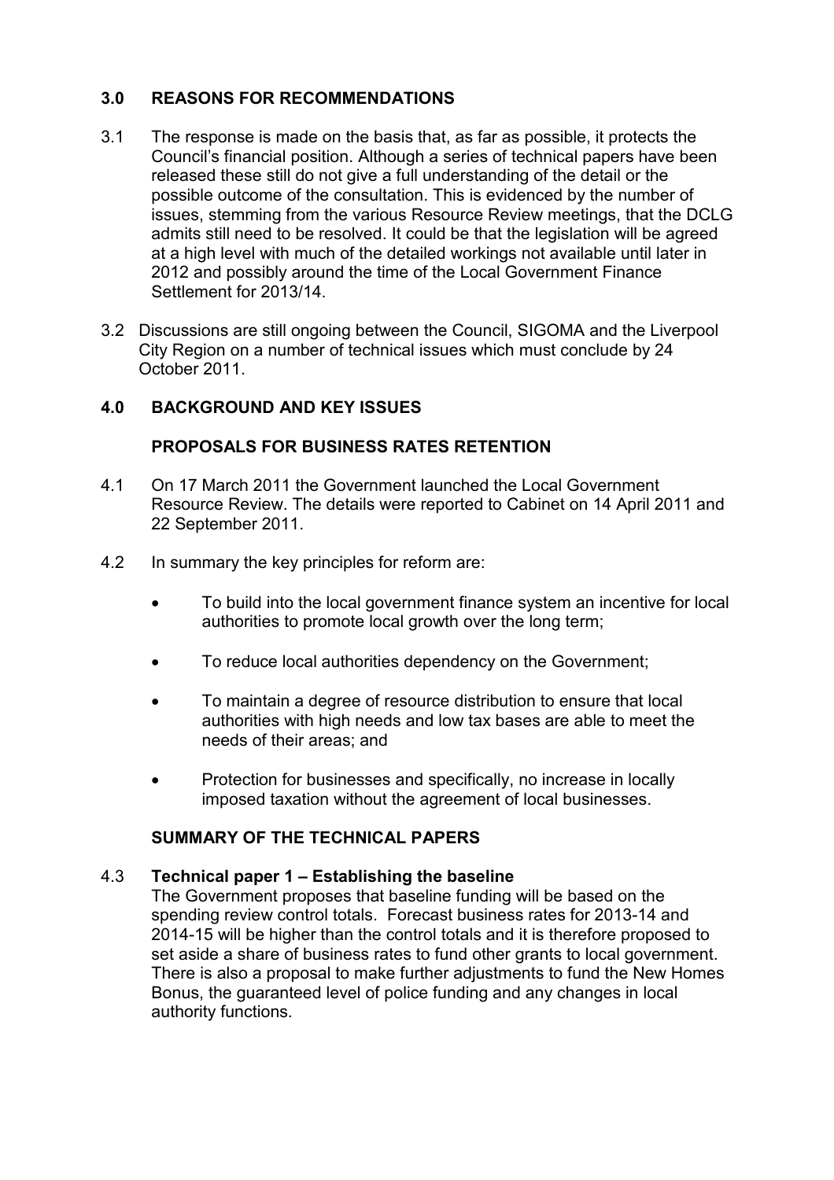## 3.0 REASONS FOR RECOMMENDATIONS

3.1 The response is made on the basis that, as far as possible, it protects the Council's financial position. Although a series of technical papers have been released these still do not give a full understanding of the detail or the possible outcome of the consultation. This is evidenced by the number of issues, stemming from the various Resource Review meetings, that the DCLG admits still need to be resolved. It could be that the legislation will be agreed at a high level with much of the detailed workings not available until later in 2012 and possibly around the time of the Local Government Finance Settlement for 2013/14.

3.2 Discussions are still ongoing between the Council, SIGOMA and the Liverpool City Region on a number of technical issues which must conclude by 24 October 2011.

## 4.0 BACKGROUND AND KEY ISSUES

### PROPOSALS FOR BUSINESS RATES RETENTION

4.1 On 17 March 2011 the Government launched the Local Government Resource Review. The details were reported to Cabinet on 14 April 2011 and 22 September 2011.

4.2 In summary the key principles for reform are:

- To build into the local government finance system an incentive for local authorities to promote local growth over the long term;
- To reduce local authorities dependency on the Government;
- To maintain a degree of resource distribution to ensure that local authorities with high needs and low tax bases are able to meet the needs of their areas; and
- Protection for businesses and specifically, no increase in locally imposed taxation without the agreement of local businesses.

### SUMMARY OF THE TECHNICAL PAPERS

4.3 **Technical paper 1 – Establishing the baseline**
The Government proposes that baseline funding will be based on the spending review control totals. Forecast business rates for 2013-14 and 2014-15 will be higher than the control totals and it is therefore proposed to set aside a share of business rates to fund other grants to local government. There is also a proposal to make further adjustments to fund the New Homes Bonus, the guaranteed level of police funding and any changes in local authority functions.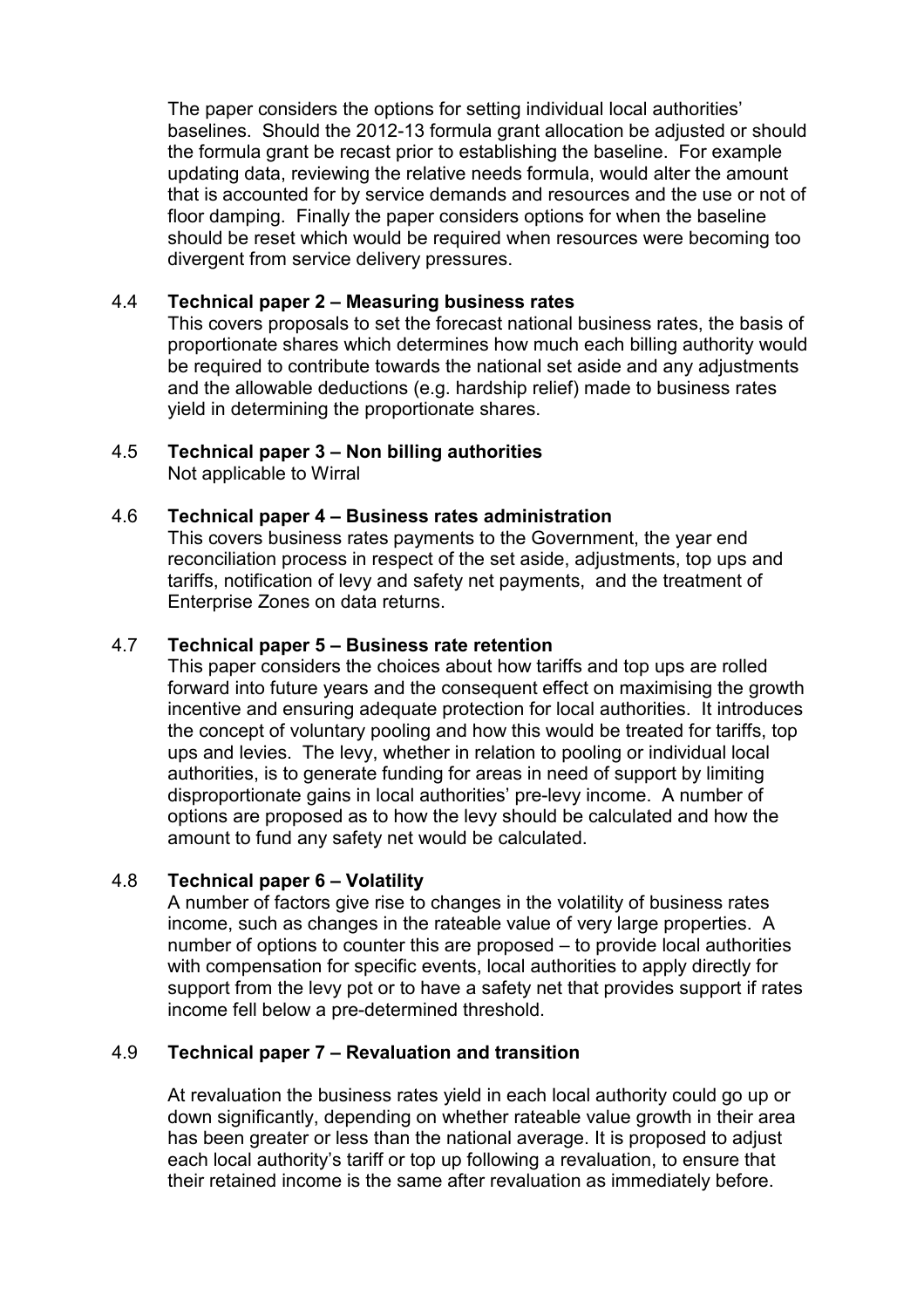The paper considers the options for setting individual local authorities' baselines. Should the 2012-13 formula grant allocation be adjusted or should the formula grant be recast prior to establishing the baseline. For example updating data, reviewing the relative needs formula, would alter the amount that is accounted for by service demands and resources and the use or not of floor damping. Finally the paper considers options for when the baseline should be reset which would be required when resources were becoming too divergent from service delivery pressures.

4.4 **Technical paper 2 – Measuring business rates**
This covers proposals to set the forecast national business rates, the basis of proportionate shares which determines how much each billing authority would be required to contribute towards the national set aside and any adjustments and the allowable deductions (e.g. hardship relief) made to business rates yield in determining the proportionate shares.

4.5 **Technical paper 3 – Non billing authorities**
Not applicable to Wirral

4.6 **Technical paper 4 – Business rates administration**
This covers business rates payments to the Government, the year end reconciliation process in respect of the set aside, adjustments, top ups and tariffs, notification of levy and safety net payments, and the treatment of Enterprise Zones on data returns.

4.7 **Technical paper 5 – Business rate retention**
This paper considers the choices about how tariffs and top ups are rolled forward into future years and the consequent effect on maximising the growth incentive and ensuring adequate protection for local authorities. It introduces the concept of voluntary pooling and how this would be treated for tariffs, top ups and levies. The levy, whether in relation to pooling or individual local authorities, is to generate funding for areas in need of support by limiting disproportionate gains in local authorities' pre-levy income. A number of options are proposed as to how the levy should be calculated and how the amount to fund any safety net would be calculated.

4.8 **Technical paper 6 – Volatility**
A number of factors give rise to changes in the volatility of business rates income, such as changes in the rateable value of very large properties. A number of options to counter this are proposed – to provide local authorities with compensation for specific events, local authorities to apply directly for support from the levy pot or to have a safety net that provides support if rates income fell below a pre-determined threshold.

4.9 **Technical paper 7 – Revaluation and transition**

At revaluation the business rates yield in each local authority could go up or down significantly, depending on whether rateable value growth in their area has been greater or less than the national average. It is proposed to adjust each local authority's tariff or top up following a revaluation, to ensure that their retained income is the same after revaluation as immediately before.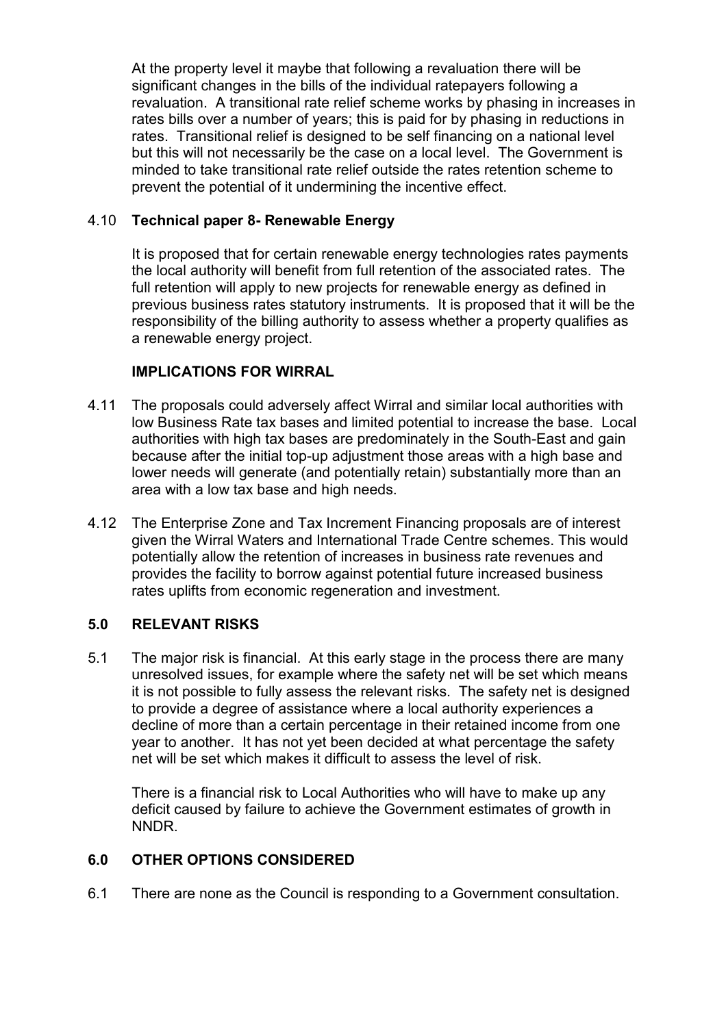At the property level it maybe that following a revaluation there will be significant changes in the bills of the individual ratepayers following a revaluation. A transitional rate relief scheme works by phasing in increases in rates bills over a number of years; this is paid for by phasing in reductions in rates. Transitional relief is designed to be self financing on a national level but this will not necessarily be the case on a local level. The Government is minded to take transitional rate relief outside the rates retention scheme to prevent the potential of it undermining the incentive effect.

4.10 **Technical paper 8- Renewable Energy**

It is proposed that for certain renewable energy technologies rates payments the local authority will benefit from full retention of the associated rates. The full retention will apply to new projects for renewable energy as defined in previous business rates statutory instruments. It is proposed that it will be the responsibility of the billing authority to assess whether a property qualifies as a renewable energy project.

**IMPLICATIONS FOR WIRRAL**

4.11 The proposals could adversely affect Wirral and similar local authorities with low Business Rate tax bases and limited potential to increase the base. Local authorities with high tax bases are predominately in the South-East and gain because after the initial top-up adjustment those areas with a high base and lower needs will generate (and potentially retain) substantially more than an area with a low tax base and high needs.

4.12 The Enterprise Zone and Tax Increment Financing proposals are of interest given the Wirral Waters and International Trade Centre schemes. This would potentially allow the retention of increases in business rate revenues and provides the facility to borrow against potential future increased business rates uplifts from economic regeneration and investment.

## 5.0 RELEVANT RISKS

5.1 The major risk is financial. At this early stage in the process there are many unresolved issues, for example where the safety net will be set which means it is not possible to fully assess the relevant risks. The safety net is designed to provide a degree of assistance where a local authority experiences a decline of more than a certain percentage in their retained income from one year to another. It has not yet been decided at what percentage the safety net will be set which makes it difficult to assess the level of risk.

There is a financial risk to Local Authorities who will have to make up any deficit caused by failure to achieve the Government estimates of growth in NNDR.

## 6.0 OTHER OPTIONS CONSIDERED

6.1 There are none as the Council is responding to a Government consultation.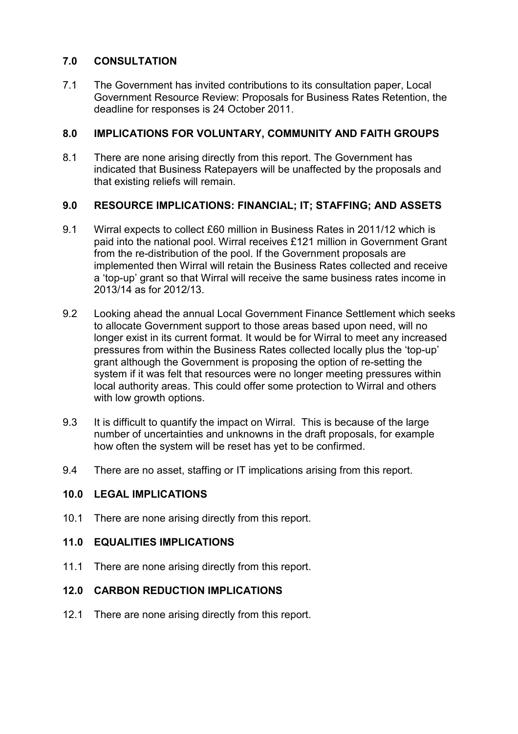## 7.0 CONSULTATION

7.1 The Government has invited contributions to its consultation paper, Local Government Resource Review: Proposals for Business Rates Retention, the deadline for responses is 24 October 2011.

## 8.0 IMPLICATIONS FOR VOLUNTARY, COMMUNITY AND FAITH GROUPS

8.1 There are none arising directly from this report. The Government has indicated that Business Ratepayers will be unaffected by the proposals and that existing reliefs will remain.

## 9.0 RESOURCE IMPLICATIONS: FINANCIAL; IT; STAFFING; AND ASSETS

9.1 Wirral expects to collect £60 million in Business Rates in 2011/12 which is paid into the national pool. Wirral receives £121 million in Government Grant from the re-distribution of the pool. If the Government proposals are implemented then Wirral will retain the Business Rates collected and receive a 'top-up' grant so that Wirral will receive the same business rates income in 2013/14 as for 2012/13.

9.2 Looking ahead the annual Local Government Finance Settlement which seeks to allocate Government support to those areas based upon need, will no longer exist in its current format. It would be for Wirral to meet any increased pressures from within the Business Rates collected locally plus the 'top-up' grant although the Government is proposing the option of re-setting the system if it was felt that resources were no longer meeting pressures within local authority areas. This could offer some protection to Wirral and others with low growth options.

9.3 It is difficult to quantify the impact on Wirral. This is because of the large number of uncertainties and unknowns in the draft proposals, for example how often the system will be reset has yet to be confirmed.

9.4 There are no asset, staffing or IT implications arising from this report.

## 10.0 LEGAL IMPLICATIONS

10.1 There are none arising directly from this report.

## 11.0 EQUALITIES IMPLICATIONS

11.1 There are none arising directly from this report.

## 12.0 CARBON REDUCTION IMPLICATIONS

12.1 There are none arising directly from this report.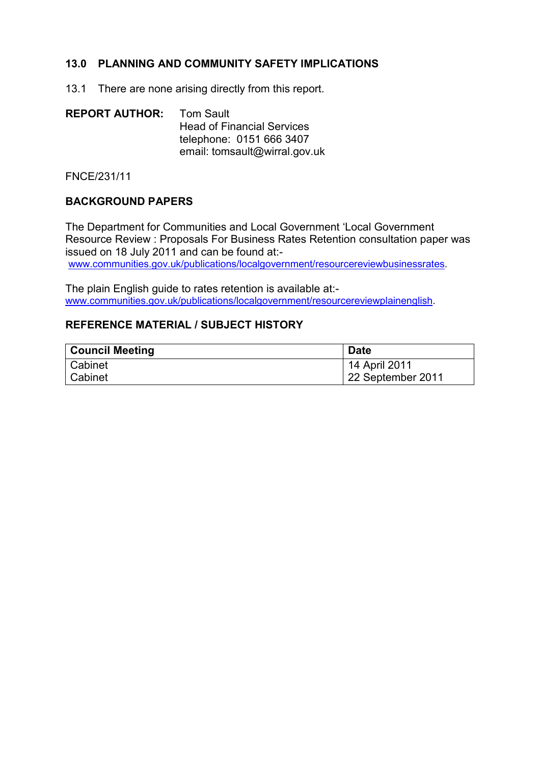## 13.0 PLANNING AND COMMUNITY SAFETY IMPLICATIONS

13.1 There are none arising directly from this report.

**REPORT AUTHOR:** Tom Sault
Head of Financial Services
telephone: 0151 666 3407
email: tomsault@wirral.gov.uk

FNCE/231/11

## BACKGROUND PAPERS

The Department for Communities and Local Government 'Local Government Resource Review : Proposals For Business Rates Retention consultation paper was issued on 18 July 2011 and can be found at:-
www.communities.gov.uk/publications/localgovernment/resourcereviewbusinessrates.

The plain English guide to rates retention is available at:-
www.communities.gov.uk/publications/localgovernment/resourcereviewplainenglish.

## REFERENCE MATERIAL / SUBJECT HISTORY

| Council Meeting | Date |
|---|---|
| Cabinet | 14 April 2011 |
| Cabinet | 22 September 2011 |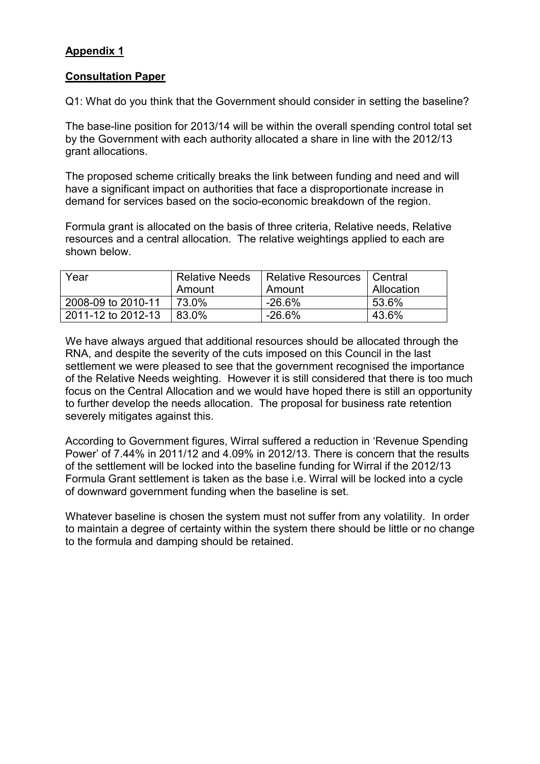**Appendix 1**

**Consultation Paper**

Q1: What do you think that the Government should consider in setting the baseline?

The base-line position for 2013/14 will be within the overall spending control total set by the Government with each authority allocated a share in line with the 2012/13 grant allocations.

The proposed scheme critically breaks the link between funding and need and will have a significant impact on authorities that face a disproportionate increase in demand for services based on the socio-economic breakdown of the region.

Formula grant is allocated on the basis of three criteria, Relative needs, Relative resources and a central allocation. The relative weightings applied to each are shown below.

| Year | Relative Needs Amount | Relative Resources Amount | Central Allocation |
|---|---|---|---|
| 2008-09 to 2010-11 | 73.0% | -26.6% | 53.6% |
| 2011-12 to 2012-13 | 83.0% | -26.6% | 43.6% |

We have always argued that additional resources should be allocated through the RNA, and despite the severity of the cuts imposed on this Council in the last settlement we were pleased to see that the government recognised the importance of the Relative Needs weighting. However it is still considered that there is too much focus on the Central Allocation and we would have hoped there is still an opportunity to further develop the needs allocation. The proposal for business rate retention severely mitigates against this.

According to Government figures, Wirral suffered a reduction in 'Revenue Spending Power' of 7.44% in 2011/12 and 4.09% in 2012/13. There is concern that the results of the settlement will be locked into the baseline funding for Wirral if the 2012/13 Formula Grant settlement is taken as the base i.e. Wirral will be locked into a cycle of downward government funding when the baseline is set.

Whatever baseline is chosen the system must not suffer from any volatility. In order to maintain a degree of certainty within the system there should be little or no change to the formula and damping should be retained.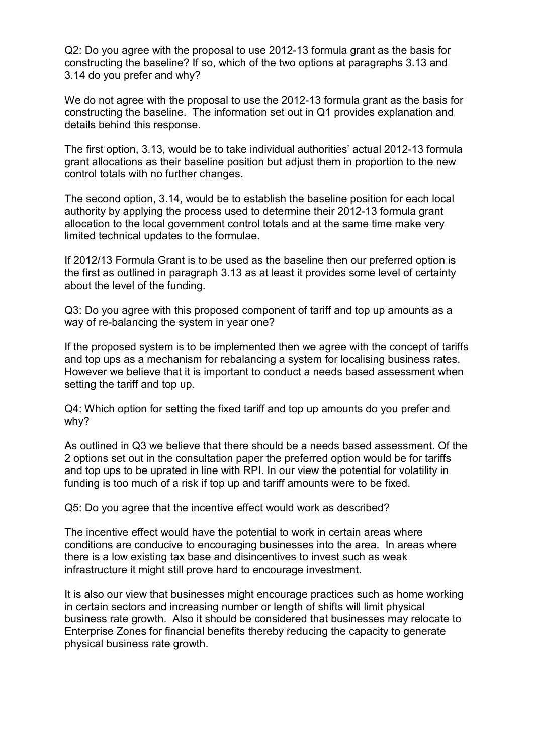Q2: Do you agree with the proposal to use 2012-13 formula grant as the basis for constructing the baseline? If so, which of the two options at paragraphs 3.13 and 3.14 do you prefer and why?

We do not agree with the proposal to use the 2012-13 formula grant as the basis for constructing the baseline. The information set out in Q1 provides explanation and details behind this response.

The first option, 3.13, would be to take individual authorities' actual 2012-13 formula grant allocations as their baseline position but adjust them in proportion to the new control totals with no further changes.

The second option, 3.14, would be to establish the baseline position for each local authority by applying the process used to determine their 2012-13 formula grant allocation to the local government control totals and at the same time make very limited technical updates to the formulae.

If 2012/13 Formula Grant is to be used as the baseline then our preferred option is the first as outlined in paragraph 3.13 as at least it provides some level of certainty about the level of the funding.

Q3: Do you agree with this proposed component of tariff and top up amounts as a way of re-balancing the system in year one?

If the proposed system is to be implemented then we agree with the concept of tariffs and top ups as a mechanism for rebalancing a system for localising business rates. However we believe that it is important to conduct a needs based assessment when setting the tariff and top up.

Q4: Which option for setting the fixed tariff and top up amounts do you prefer and why?

As outlined in Q3 we believe that there should be a needs based assessment. Of the 2 options set out in the consultation paper the preferred option would be for tariffs and top ups to be uprated in line with RPI. In our view the potential for volatility in funding is too much of a risk if top up and tariff amounts were to be fixed.

Q5: Do you agree that the incentive effect would work as described?

The incentive effect would have the potential to work in certain areas where conditions are conducive to encouraging businesses into the area. In areas where there is a low existing tax base and disincentives to invest such as weak infrastructure it might still prove hard to encourage investment.

It is also our view that businesses might encourage practices such as home working in certain sectors and increasing number or length of shifts will limit physical business rate growth. Also it should be considered that businesses may relocate to Enterprise Zones for financial benefits thereby reducing the capacity to generate physical business rate growth.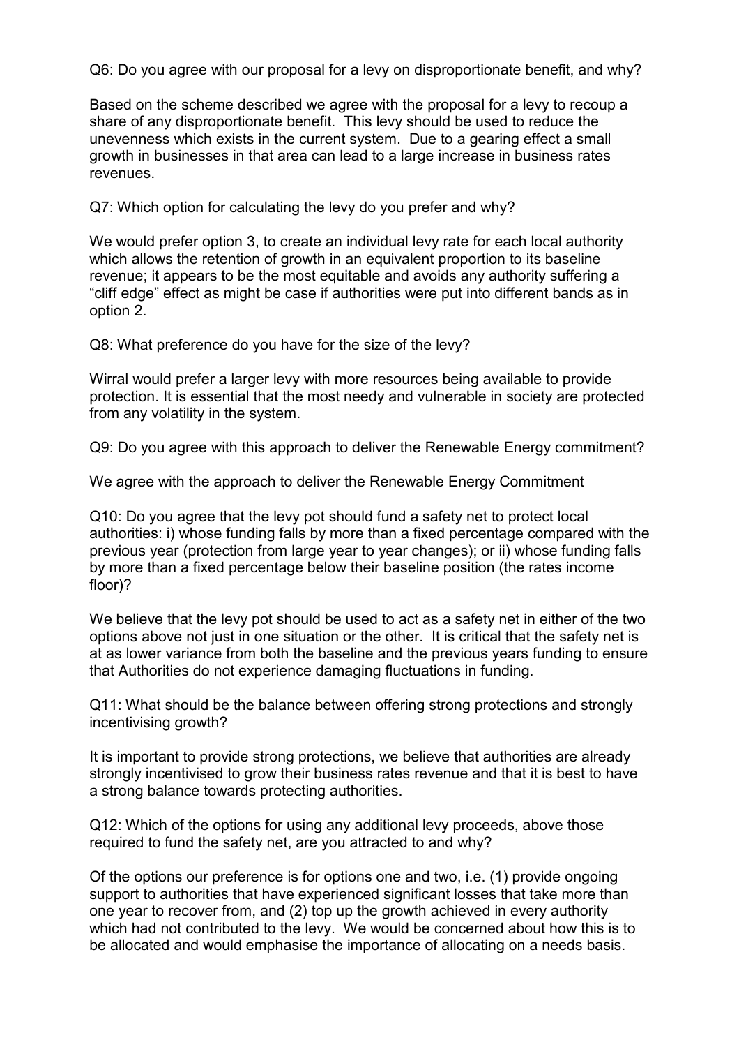Q6: Do you agree with our proposal for a levy on disproportionate benefit, and why?

Based on the scheme described we agree with the proposal for a levy to recoup a share of any disproportionate benefit. This levy should be used to reduce the unevenness which exists in the current system. Due to a gearing effect a small growth in businesses in that area can lead to a large increase in business rates revenues.

Q7: Which option for calculating the levy do you prefer and why?

We would prefer option 3, to create an individual levy rate for each local authority which allows the retention of growth in an equivalent proportion to its baseline revenue; it appears to be the most equitable and avoids any authority suffering a "cliff edge" effect as might be case if authorities were put into different bands as in option 2.

Q8: What preference do you have for the size of the levy?

Wirral would prefer a larger levy with more resources being available to provide protection. It is essential that the most needy and vulnerable in society are protected from any volatility in the system.

Q9: Do you agree with this approach to deliver the Renewable Energy commitment?

We agree with the approach to deliver the Renewable Energy Commitment

Q10: Do you agree that the levy pot should fund a safety net to protect local authorities: i) whose funding falls by more than a fixed percentage compared with the previous year (protection from large year to year changes); or ii) whose funding falls by more than a fixed percentage below their baseline position (the rates income floor)?

We believe that the levy pot should be used to act as a safety net in either of the two options above not just in one situation or the other. It is critical that the safety net is at as lower variance from both the baseline and the previous years funding to ensure that Authorities do not experience damaging fluctuations in funding.

Q11: What should be the balance between offering strong protections and strongly incentivising growth?

It is important to provide strong protections, we believe that authorities are already strongly incentivised to grow their business rates revenue and that it is best to have a strong balance towards protecting authorities.

Q12: Which of the options for using any additional levy proceeds, above those required to fund the safety net, are you attracted to and why?

Of the options our preference is for options one and two, i.e. (1) provide ongoing support to authorities that have experienced significant losses that take more than one year to recover from, and (2) top up the growth achieved in every authority which had not contributed to the levy. We would be concerned about how this is to be allocated and would emphasise the importance of allocating on a needs basis.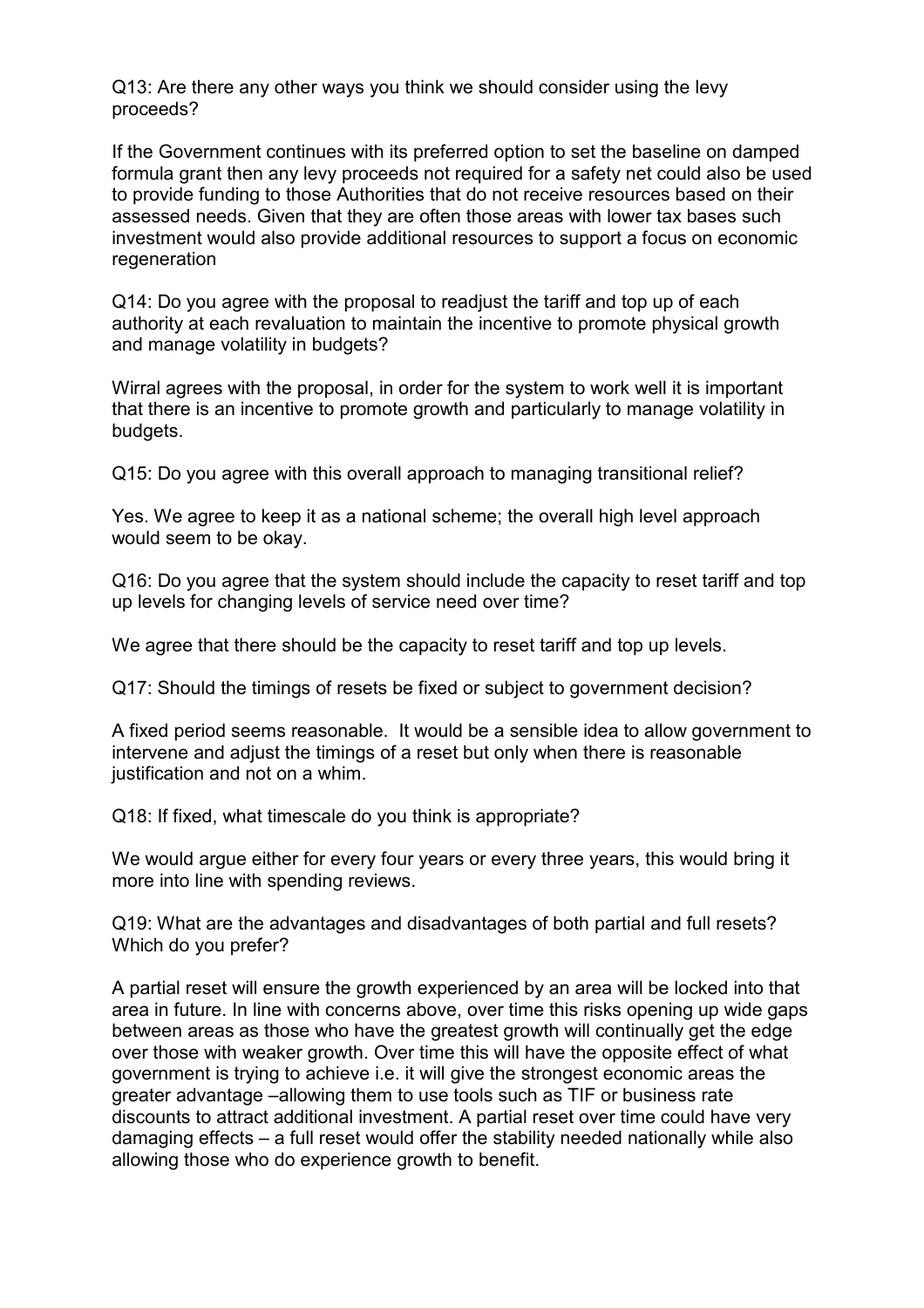Q13: Are there any other ways you think we should consider using the levy proceeds?

If the Government continues with its preferred option to set the baseline on damped formula grant then any levy proceeds not required for a safety net could also be used to provide funding to those Authorities that do not receive resources based on their assessed needs. Given that they are often those areas with lower tax bases such investment would also provide additional resources to support a focus on economic regeneration

Q14: Do you agree with the proposal to readjust the tariff and top up of each authority at each revaluation to maintain the incentive to promote physical growth and manage volatility in budgets?

Wirral agrees with the proposal, in order for the system to work well it is important that there is an incentive to promote growth and particularly to manage volatility in budgets.

Q15: Do you agree with this overall approach to managing transitional relief?

Yes. We agree to keep it as a national scheme; the overall high level approach would seem to be okay.

Q16: Do you agree that the system should include the capacity to reset tariff and top up levels for changing levels of service need over time?

We agree that there should be the capacity to reset tariff and top up levels.

Q17: Should the timings of resets be fixed or subject to government decision?

A fixed period seems reasonable. It would be a sensible idea to allow government to intervene and adjust the timings of a reset but only when there is reasonable justification and not on a whim.

Q18: If fixed, what timescale do you think is appropriate?

We would argue either for every four years or every three years, this would bring it more into line with spending reviews.

Q19: What are the advantages and disadvantages of both partial and full resets? Which do you prefer?

A partial reset will ensure the growth experienced by an area will be locked into that area in future. In line with concerns above, over time this risks opening up wide gaps between areas as those who have the greatest growth will continually get the edge over those with weaker growth. Over time this will have the opposite effect of what government is trying to achieve i.e. it will give the strongest economic areas the greater advantage –allowing them to use tools such as TIF or business rate discounts to attract additional investment. A partial reset over time could have very damaging effects – a full reset would offer the stability needed nationally while also allowing those who do experience growth to benefit.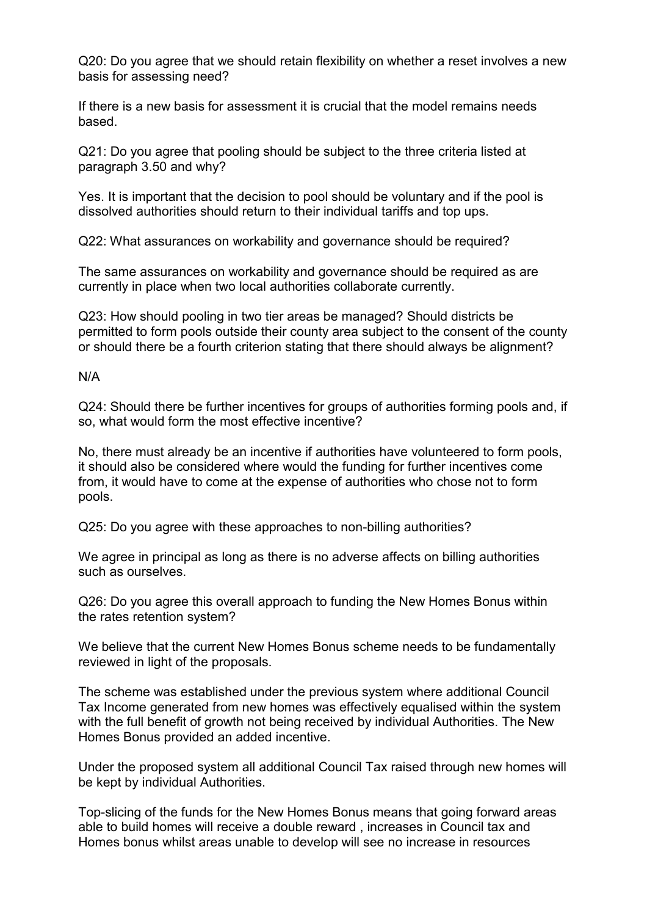Q20: Do you agree that we should retain flexibility on whether a reset involves a new basis for assessing need?

If there is a new basis for assessment it is crucial that the model remains needs based.

Q21: Do you agree that pooling should be subject to the three criteria listed at paragraph 3.50 and why?

Yes. It is important that the decision to pool should be voluntary and if the pool is dissolved authorities should return to their individual tariffs and top ups.

Q22: What assurances on workability and governance should be required?

The same assurances on workability and governance should be required as are currently in place when two local authorities collaborate currently.

Q23: How should pooling in two tier areas be managed? Should districts be permitted to form pools outside their county area subject to the consent of the county or should there be a fourth criterion stating that there should always be alignment?

N/A

Q24: Should there be further incentives for groups of authorities forming pools and, if so, what would form the most effective incentive?

No, there must already be an incentive if authorities have volunteered to form pools, it should also be considered where would the funding for further incentives come from, it would have to come at the expense of authorities who chose not to form pools.

Q25: Do you agree with these approaches to non-billing authorities?

We agree in principal as long as there is no adverse affects on billing authorities such as ourselves.

Q26: Do you agree this overall approach to funding the New Homes Bonus within the rates retention system?

We believe that the current New Homes Bonus scheme needs to be fundamentally reviewed in light of the proposals.

The scheme was established under the previous system where additional Council Tax Income generated from new homes was effectively equalised within the system with the full benefit of growth not being received by individual Authorities. The New Homes Bonus provided an added incentive.

Under the proposed system all additional Council Tax raised through new homes will be kept by individual Authorities.

Top-slicing of the funds for the New Homes Bonus means that going forward areas able to build homes will receive a double reward , increases in Council tax and Homes bonus whilst areas unable to develop will see no increase in resources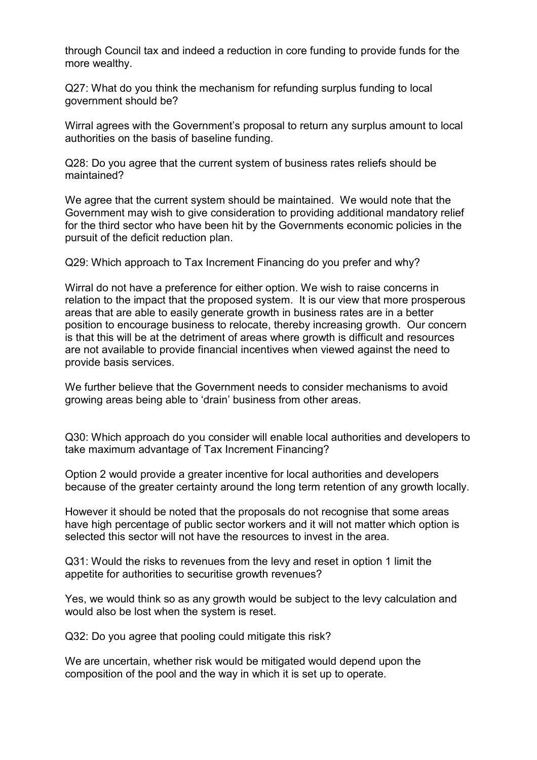through Council tax and indeed a reduction in core funding to provide funds for the more wealthy.

Q27: What do you think the mechanism for refunding surplus funding to local government should be?

Wirral agrees with the Government's proposal to return any surplus amount to local authorities on the basis of baseline funding.

Q28: Do you agree that the current system of business rates reliefs should be maintained?

We agree that the current system should be maintained. We would note that the Government may wish to give consideration to providing additional mandatory relief for the third sector who have been hit by the Governments economic policies in the pursuit of the deficit reduction plan.

Q29: Which approach to Tax Increment Financing do you prefer and why?

Wirral do not have a preference for either option. We wish to raise concerns in relation to the impact that the proposed system. It is our view that more prosperous areas that are able to easily generate growth in business rates are in a better position to encourage business to relocate, thereby increasing growth. Our concern is that this will be at the detriment of areas where growth is difficult and resources are not available to provide financial incentives when viewed against the need to provide basis services.

We further believe that the Government needs to consider mechanisms to avoid growing areas being able to 'drain' business from other areas.

Q30: Which approach do you consider will enable local authorities and developers to take maximum advantage of Tax Increment Financing?

Option 2 would provide a greater incentive for local authorities and developers because of the greater certainty around the long term retention of any growth locally.

However it should be noted that the proposals do not recognise that some areas have high percentage of public sector workers and it will not matter which option is selected this sector will not have the resources to invest in the area.

Q31: Would the risks to revenues from the levy and reset in option 1 limit the appetite for authorities to securitise growth revenues?

Yes, we would think so as any growth would be subject to the levy calculation and would also be lost when the system is reset.

Q32: Do you agree that pooling could mitigate this risk?

We are uncertain, whether risk would be mitigated would depend upon the composition of the pool and the way in which it is set up to operate.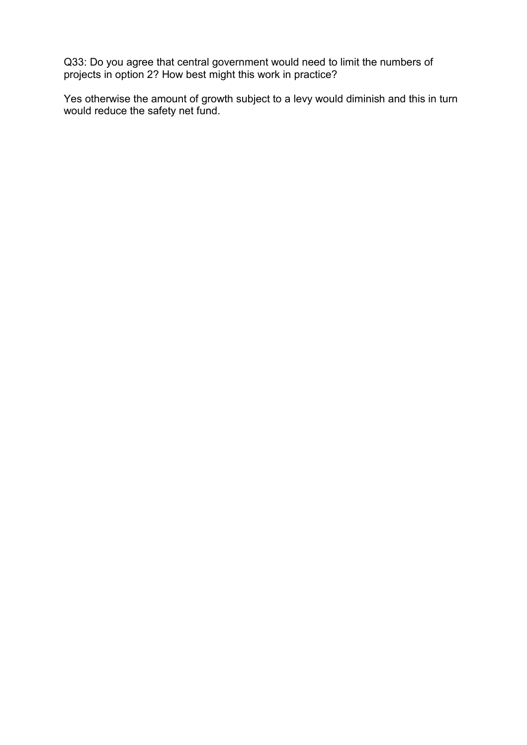Q33: Do you agree that central government would need to limit the numbers of projects in option 2? How best might this work in practice?

Yes otherwise the amount of growth subject to a levy would diminish and this in turn would reduce the safety net fund.